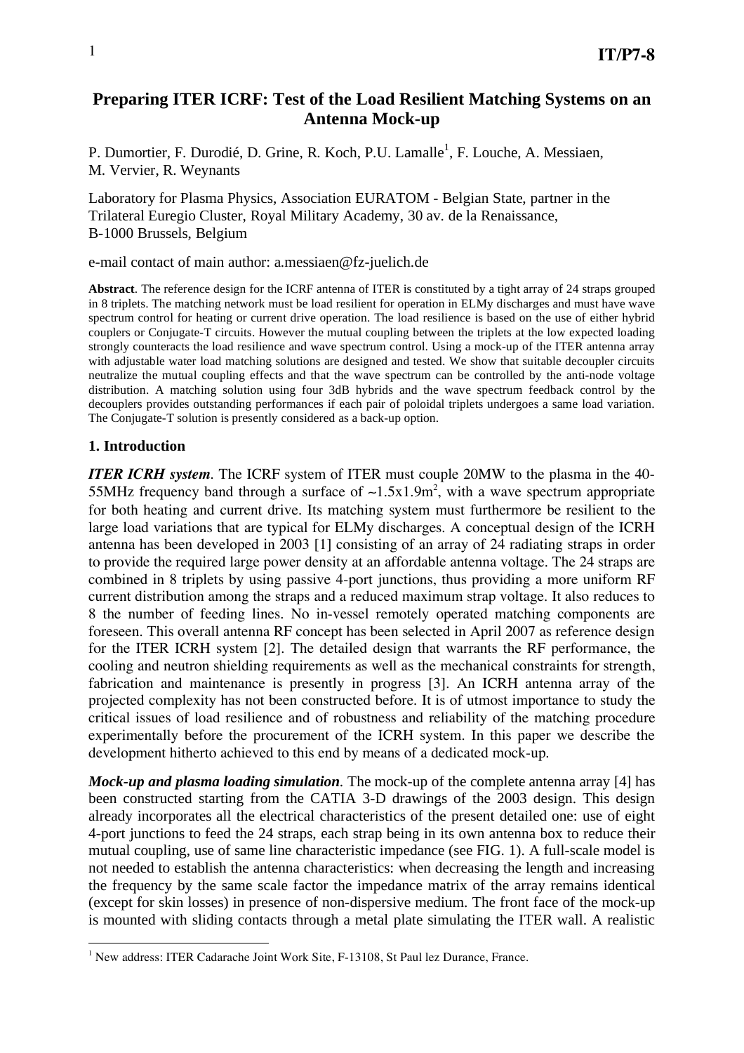# Preparing ITER ICRF: Test of the Load Resilient Matching Systems on an Antenna Mock-up

P. Dumortier, F. Durodié, D. Grine, R. Koch, P.U. Lamalle[1], F. Louche, A. Messiaen, M. Vervier, R. Weynants

Laboratory for Plasma Physics, Association EURATOM - Belgian State, partner in the Trilateral Euregio Cluster, Royal Military Academy, 30 av. de la Renaissance, B-1000 Brussels, Belgium

e-mail contact of main author: a.messiaen@fz-juelich.de

**Abstract**. The reference design for the ICRF antenna of ITER is constituted by a tight array of 24 straps grouped in 8 triplets. The matching network must be load resilient for operation in ELMy discharges and must have wave spectrum control for heating or current drive operation. The load resilience is based on the use of either hybrid couplers or Conjugate-T circuits. However the mutual coupling between the triplets at the low expected loading strongly counteracts the load resilience and wave spectrum control. Using a mock-up of the ITER antenna array with adjustable water load matching solutions are designed and tested. We show that suitable decoupler circuits neutralize the mutual coupling effects and that the wave spectrum can be controlled by the anti-node voltage distribution. A matching solution using four 3dB hybrids and the wave spectrum feedback control by the decouplers provides outstanding performances if each pair of poloidal triplets undergoes a same load variation. The Conjugate-T solution is presently considered as a back-up option.

## 1. Introduction

***ITER ICRH system***. The ICRF system of ITER must couple 20MW to the plasma in the 40-55MHz frequency band through a surface of ~1.5x1.9m$^2$, with a wave spectrum appropriate for both heating and current drive. Its matching system must furthermore be resilient to the large load variations that are typical for ELMy discharges. A conceptual design of the ICRH antenna has been developed in 2003 [1] consisting of an array of 24 radiating straps in order to provide the required large power density at an affordable antenna voltage. The 24 straps are combined in 8 triplets by using passive 4-port junctions, thus providing a more uniform RF current distribution among the straps and a reduced maximum strap voltage. It also reduces to 8 the number of feeding lines. No in-vessel remotely operated matching components are foreseen. This overall antenna RF concept has been selected in April 2007 as reference design for the ITER ICRH system [2]. The detailed design that warrants the RF performance, the cooling and neutron shielding requirements as well as the mechanical constraints for strength, fabrication and maintenance is presently in progress [3]. An ICRH antenna array of the projected complexity has not been constructed before. It is of utmost importance to study the critical issues of load resilience and of robustness and reliability of the matching procedure experimentally before the procurement of the ICRH system. In this paper we describe the development hitherto achieved to this end by means of a dedicated mock-up.

***Mock-up and plasma loading simulation***. The mock-up of the complete antenna array [4] has been constructed starting from the CATIA 3-D drawings of the 2003 design. This design already incorporates all the electrical characteristics of the present detailed one: use of eight 4-port junctions to feed the 24 straps, each strap being in its own antenna box to reduce their mutual coupling, use of same line characteristic impedance (see FIG. 1). A full-scale model is not needed to establish the antenna characteristics: when decreasing the length and increasing the frequency by the same scale factor the impedance matrix of the array remains identical (except for skin losses) in presence of non-dispersive medium. The front face of the mock-up is mounted with sliding contacts through a metal plate simulating the ITER wall. A realistic

[1] New address: ITER Cadarache Joint Work Site, F-13108, St Paul lez Durance, France.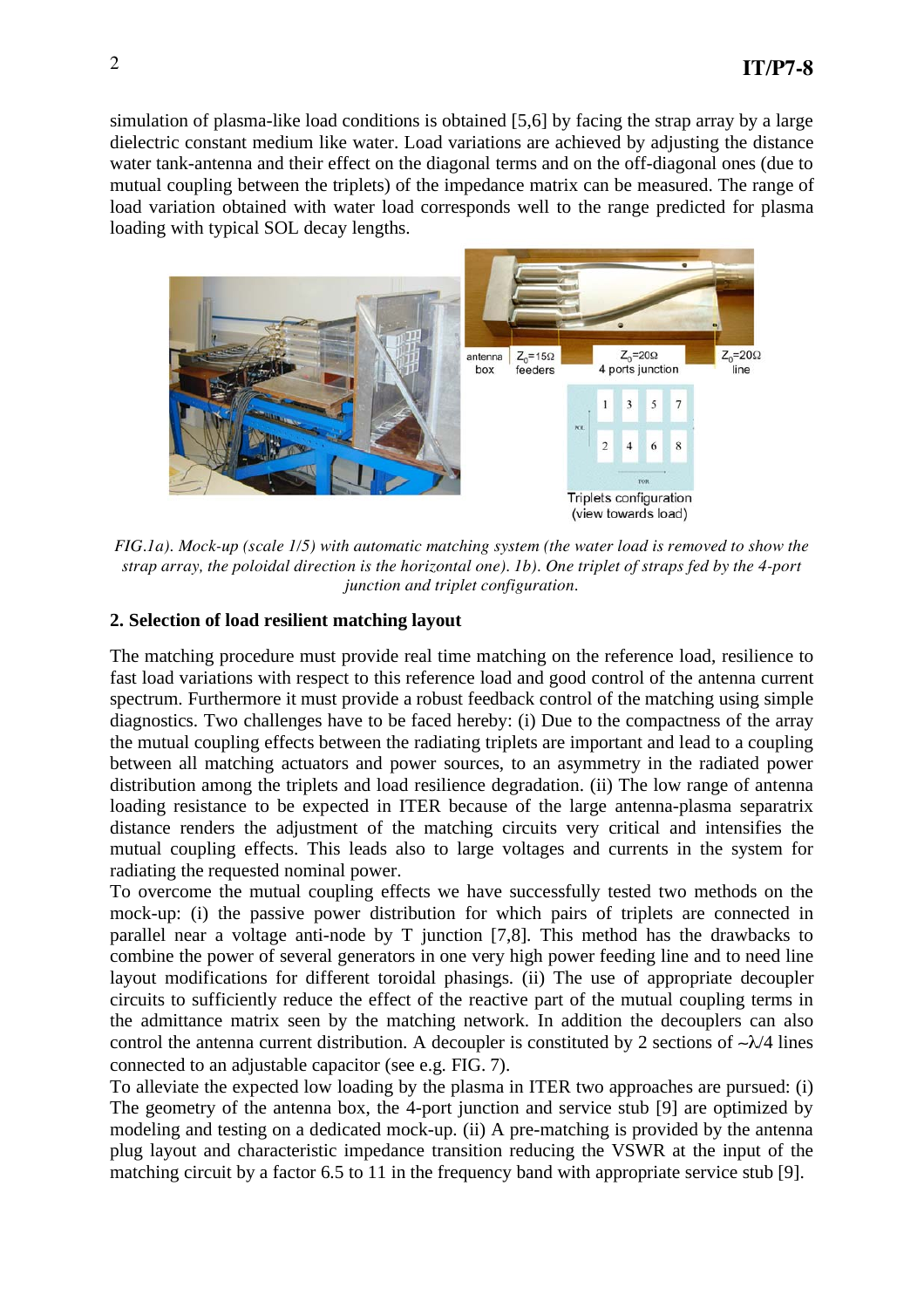simulation of plasma-like load conditions is obtained [5,6] by facing the strap array by a large dielectric constant medium like water. Load variations are achieved by adjusting the distance water tank-antenna and their effect on the diagonal terms and on the off-diagonal ones (due to mutual coupling between the triplets) of the impedance matrix can be measured. The range of load variation obtained with water load corresponds well to the range predicted for plasma loading with typical SOL decay lengths.

*FIG.1a). Mock-up (scale 1/5) with automatic matching system (the water load is removed to show the strap array, the poloidal direction is the horizontal one). 1b). One triplet of straps fed by the 4-port junction and triplet configuration.*

## 2. Selection of load resilient matching layout

The matching procedure must provide real time matching on the reference load, resilience to fast load variations with respect to this reference load and good control of the antenna current spectrum. Furthermore it must provide a robust feedback control of the matching using simple diagnostics. Two challenges have to be faced hereby: (i) Due to the compactness of the array the mutual coupling effects between the radiating triplets are important and lead to a coupling between all matching actuators and power sources, to an asymmetry in the radiated power distribution among the triplets and load resilience degradation. (ii) The low range of antenna loading resistance to be expected in ITER because of the large antenna-plasma separatrix distance renders the adjustment of the matching circuits very critical and intensifies the mutual coupling effects. This leads also to large voltages and currents in the system for radiating the requested nominal power.

To overcome the mutual coupling effects we have successfully tested two methods on the mock-up: (i) the passive power distribution for which pairs of triplets are connected in parallel near a voltage anti-node by T junction [7,8]. This method has the drawbacks to combine the power of several generators in one very high power feeding line and to need line layout modifications for different toroidal phasings. (ii) The use of appropriate decoupler circuits to sufficiently reduce the effect of the reactive part of the mutual coupling terms in the admittance matrix seen by the matching network. In addition the decouplers can also control the antenna current distribution. A decoupler is constituted by 2 sections of ~$\lambda$/4 lines connected to an adjustable capacitor (see e.g. FIG. 7).

To alleviate the expected low loading by the plasma in ITER two approaches are pursued: (i) The geometry of the antenna box, the 4-port junction and service stub [9] are optimized by modeling and testing on a dedicated mock-up. (ii) A pre-matching is provided by the antenna plug layout and characteristic impedance transition reducing the VSWR at the input of the matching circuit by a factor 6.5 to 11 in the frequency band with appropriate service stub [9].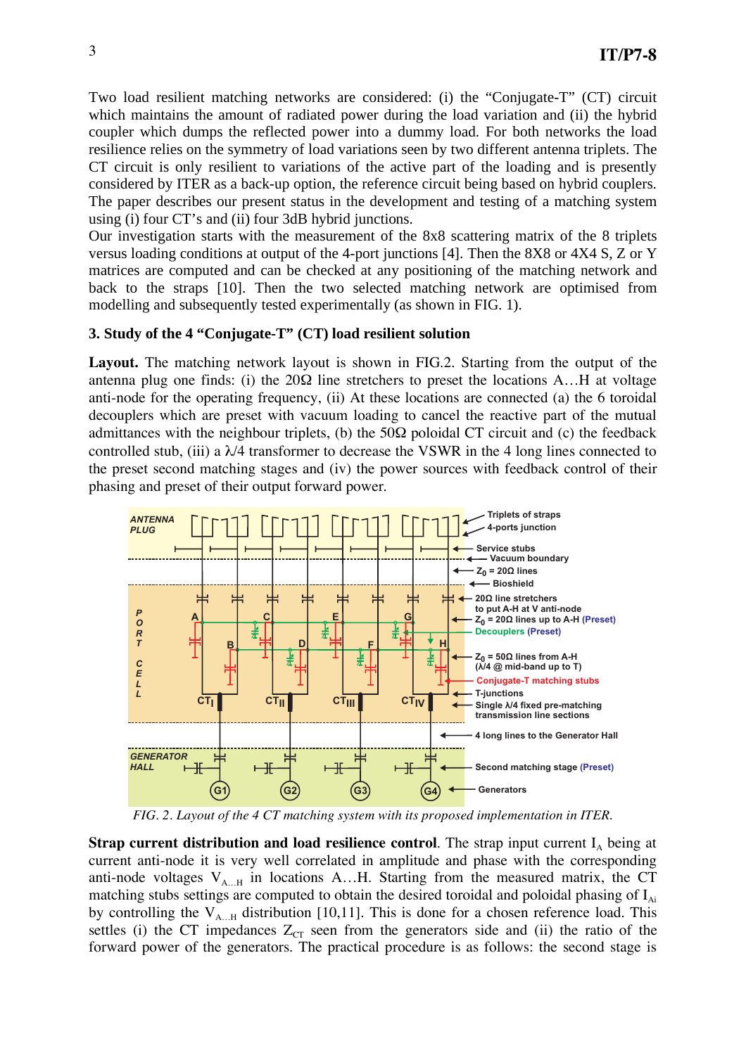Two load resilient matching networks are considered: (i) the "Conjugate-T" (CT) circuit which maintains the amount of radiated power during the load variation and (ii) the hybrid coupler which dumps the reflected power into a dummy load. For both networks the load resilience relies on the symmetry of load variations seen by two different antenna triplets. The CT circuit is only resilient to variations of the active part of the loading and is presently considered by ITER as a back-up option, the reference circuit being based on hybrid couplers. The paper describes our present status in the development and testing of a matching system using (i) four CT's and (ii) four 3dB hybrid junctions.

Our investigation starts with the measurement of the 8x8 scattering matrix of the 8 triplets versus loading conditions at output of the 4-port junctions [4]. Then the 8X8 or 4X4 S, Z or Y matrices are computed and can be checked at any positioning of the matching network and back to the straps [10]. Then the two selected matching network are optimised from modelling and subsequently tested experimentally (as shown in FIG. 1).

### 3. Study of the 4 "Conjugate-T" (CT) load resilient solution

**Layout.** The matching network layout is shown in FIG.2. Starting from the output of the antenna plug one finds: (i) the 20Ω line stretchers to preset the locations A…H at voltage anti-node for the operating frequency, (ii) At these locations are connected (a) the 6 toroidal decouplers which are preset with vacuum loading to cancel the reactive part of the mutual admittances with the neighbour triplets, (b) the 50Ω poloidal CT circuit and (c) the feedback controlled stub, (iii) a λ/4 transformer to decrease the VSWR in the 4 long lines connected to the preset second matching stages and (iv) the power sources with feedback control of their phasing and preset of their output forward power.

*FIG. 2. Layout of the 4 CT matching system with its proposed implementation in ITER.*

**Strap current distribution and load resilience control**. The strap input current $I_A$ being at current anti-node it is very well correlated in amplitude and phase with the corresponding anti-node voltages $V_{A…H}$ in locations A…H. Starting from the measured matrix, the CT matching stubs settings are computed to obtain the desired toroidal and poloidal phasing of $I_{Ai}$ by controlling the $V_{A…H}$ distribution [10,11]. This is done for a chosen reference load. This settles (i) the CT impedances $Z_{CT}$ seen from the generators side and (ii) the ratio of the forward power of the generators. The practical procedure is as follows: the second stage is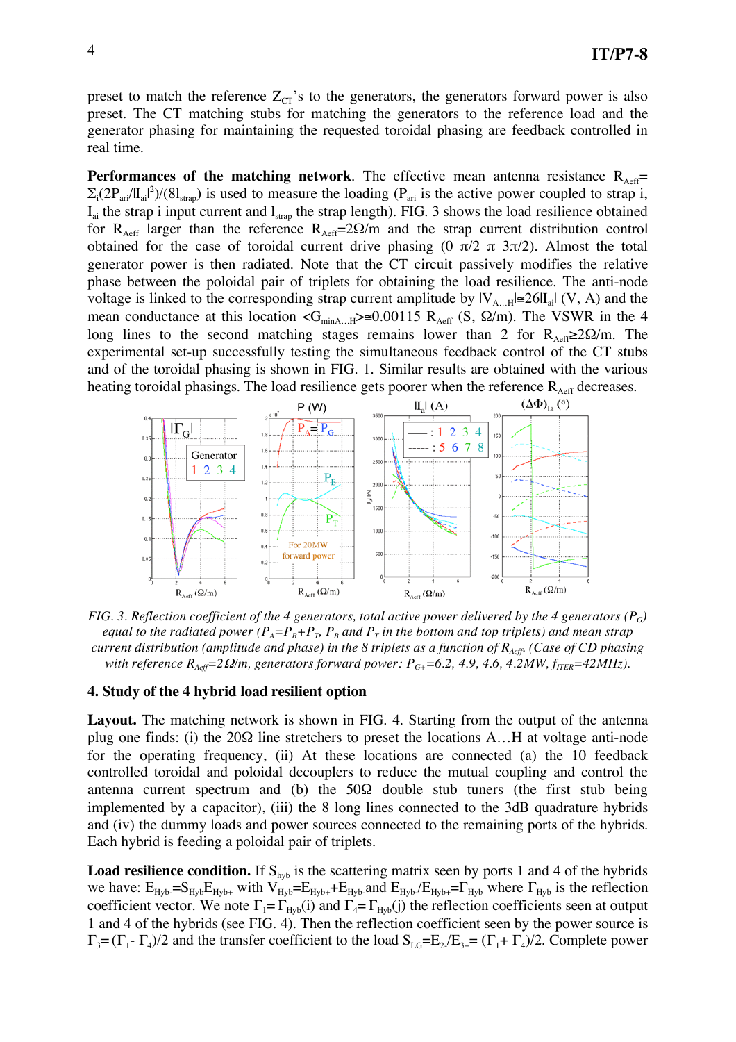preset to match the reference $Z_{CT}$'s to the generators, the generators forward power is also preset. The CT matching stubs for matching the generators to the reference load and the generator phasing for maintaining the requested toroidal phasing are feedback controlled in real time.

**Performances of the matching network**. The effective mean antenna resistance $R_{Aeff}=\Sigma_i(2P_{ari}/|I_{ai}|^2)/(8l_{strap})$ is used to measure the loading ($P_{ari}$ is the active power coupled to strap i, $I_{ai}$ the strap i input current and $l_{strap}$ the strap length). FIG. 3 shows the load resilience obtained for $R_{Aeff}$ larger than the reference $R_{Aeff}$=2Ω/m and the strap current distribution control obtained for the case of toroidal current drive phasing (0 π/2 π 3π/2). Almost the total generator power is then radiated. Note that the CT circuit passively modifies the relative phase between the poloidal pair of triplets for obtaining the load resilience. The anti-node voltage is linked to the corresponding strap current amplitude by $|V_{A\ldots H}|\cong 26|I_{ai}|$ (V, A) and the mean conductance at this location $<G_{minA\ldots H}>\cong 0.00115\ R_{Aeff}$ (S, Ω/m). The VSWR in the 4 long lines to the second matching stages remains lower than 2 for $R_{Aeff}\geq 2$Ω/m. The experimental set-up successfully testing the simultaneous feedback control of the CT stubs and of the toroidal phasing is shown in FIG. 1. Similar results are obtained with the various heating toroidal phasings. The load resilience gets poorer when the reference $R_{Aeff}$ decreases.

*FIG. 3. Reflection coefficient of the 4 generators, total active power delivered by the 4 generators ($P_G$) equal to the radiated power ($P_A$=$P_B$+$P_T$, $P_B$ and $P_T$ in the bottom and top triplets) and mean strap current distribution (amplitude and phase) in the 8 triplets as a function of $R_{Aeff}$. (Case of CD phasing with reference $R_{Aeff}$=2Ω/m, generators forward power: $P_{G+}$=6.2, 4.9, 4.6, 4.2MW, $f_{ITER}$=42MHz).*

## 4. Study of the 4 hybrid load resilient option

**Layout.** The matching network is shown in FIG. 4. Starting from the output of the antenna plug one finds: (i) the 20Ω line stretchers to preset the locations A…H at voltage anti-node for the operating frequency, (ii) At these locations are connected (a) the 10 feedback controlled toroidal and poloidal decouplers to reduce the mutual coupling and control the antenna current spectrum and (b) the 50Ω double stub tuners (the first stub being implemented by a capacitor), (iii) the 8 long lines connected to the 3dB quadrature hybrids and (iv) the dummy loads and power sources connected to the remaining ports of the hybrids. Each hybrid is feeding a poloidal pair of triplets.

**Load resilience condition.** If $S_{hyb}$ is the scattering matrix seen by ports 1 and 4 of the hybrids we have: $E_{Hyb-}$=$S_{Hyb}E_{Hyb+}$ with $V_{Hyb}$=$E_{Hyb+}$+$E_{Hyb-}$and $E_{Hyb-}/E_{Hyb+}$=$\Gamma_{Hyb}$ where $\Gamma_{Hyb}$ is the reflection coefficient vector. We note $\Gamma_1$=$\Gamma_{Hyb}$(i) and $\Gamma_4$=$\Gamma_{Hyb}$(j) the reflection coefficients seen at output 1 and 4 of the hybrids (see FIG. 4). Then the reflection coefficient seen by the power source is $\Gamma_3$=($\Gamma_1$- $\Gamma_4$)/2 and the transfer coefficient to the load $S_{LG}$=$E_2/E_{3+}$= ($\Gamma_1$+ $\Gamma_4$)/2. Complete power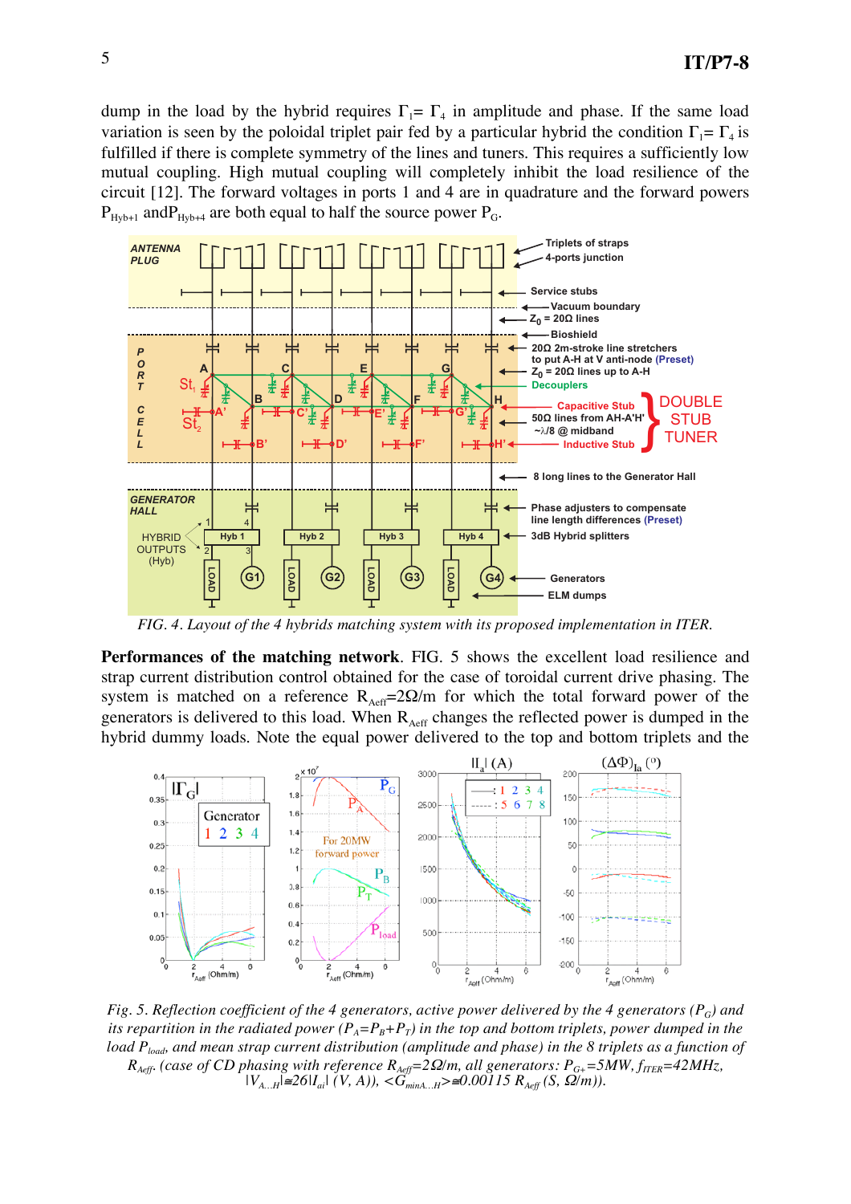dump in the load by the hybrid requires $\Gamma_1 = \Gamma_4$ in amplitude and phase. If the same load variation is seen by the poloidal triplet pair fed by a particular hybrid the condition $\Gamma_1 = \Gamma_4$ is fulfilled if there is complete symmetry of the lines and tuners. This requires a sufficiently low mutual coupling. High mutual coupling will completely inhibit the load resilience of the circuit [12]. The forward voltages in ports 1 and 4 are in quadrature and the forward powers $P_{Hyb+1}$ and $P_{Hyb+4}$ are both equal to half the source power $P_G$.

*FIG. 4. Layout of the 4 hybrids matching system with its proposed implementation in ITER.*

**Performances of the matching network**. FIG. 5 shows the excellent load resilience and strap current distribution control obtained for the case of toroidal current drive phasing. The system is matched on a reference $R_{Aeff}$=2Ω/m for which the total forward power of the generators is delivered to this load. When $R_{Aeff}$ changes the reflected power is dumped in the hybrid dummy loads. Note the equal power delivered to the top and bottom triplets and the

*Fig. 5. Reflection coefficient of the 4 generators, active power delivered by the 4 generators ($P_G$) and its repartition in the radiated power ($P_A$=$P_B$+$P_T$) in the top and bottom triplets, power dumped in the load $P_{load}$, and mean strap current distribution (amplitude and phase) in the 8 triplets as a function of $R_{Aeff}$. (case of CD phasing with reference $R_{Aeff}$=2Ω/m, all generators: $P_{G+}$=5MW, $f_{ITER}$=42MHz, $|V_{A...H}|$≅26$|I_{ai}|$ (V, A)), $<G_{minA...H}>$≅0.00115 $R_{Aeff}$ (S, Ω/m)).*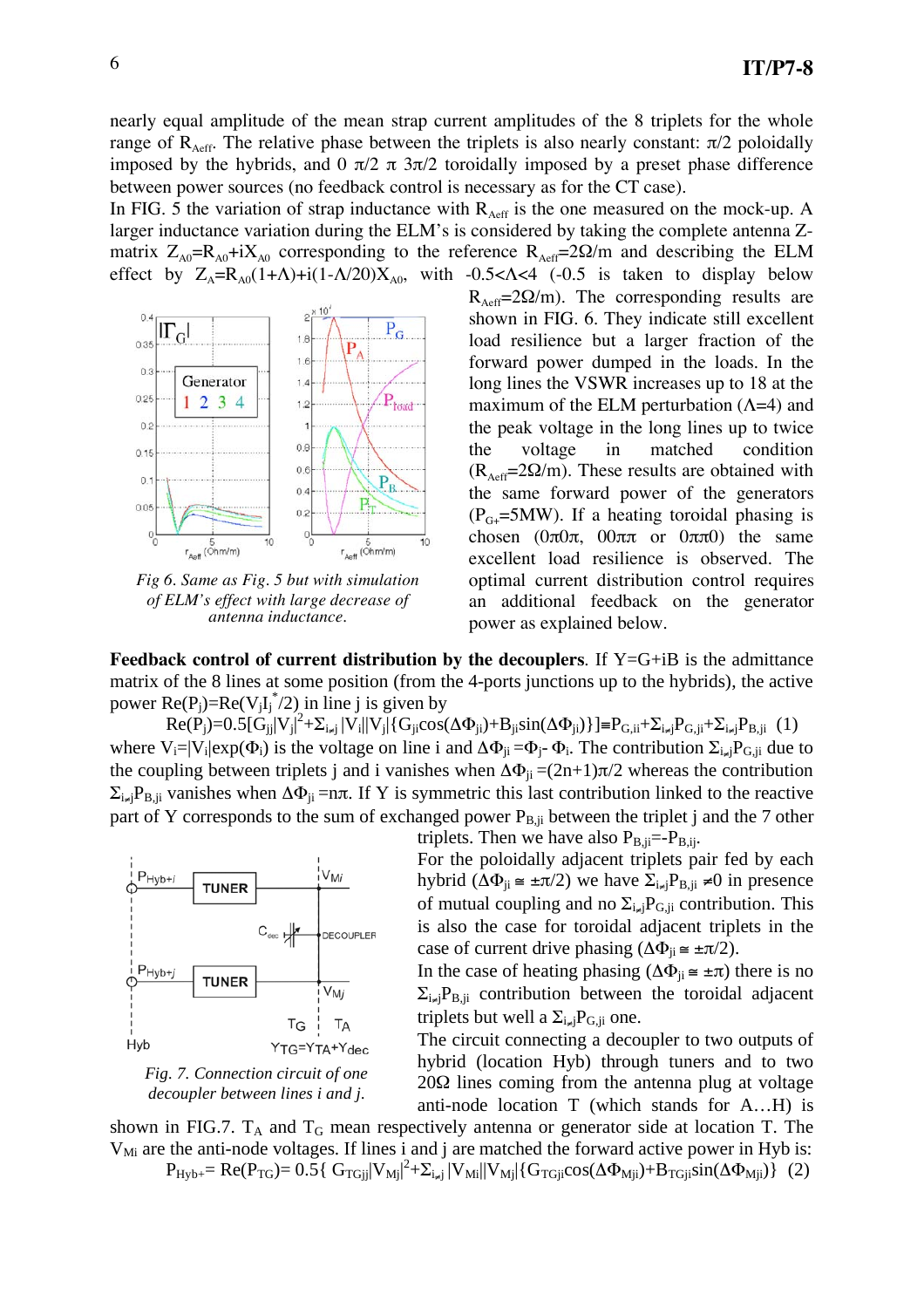nearly equal amplitude of the mean strap current amplitudes of the 8 triplets for the whole range of $R_{Aeff}$. The relative phase between the triplets is also nearly constant: $\pi/2$ poloidally imposed by the hybrids, and 0 $\pi/2$ $\pi$ $3\pi/2$ toroidally imposed by a preset phase difference between power sources (no feedback control is necessary as for the CT case).

In FIG. 5 the variation of strap inductance with $R_{Aeff}$ is the one measured on the mock-up. A larger inductance variation during the ELM's is considered by taking the complete antenna Z-matrix $Z_{A0}=R_{A0}+iX_{A0}$ corresponding to the reference $R_{Aeff}=2\Omega/m$ and describing the ELM effect by $Z_A=R_{A0}(1+\Lambda)+i(1-\Lambda/20)X_{A0}$, with $-0.5<\Lambda<4$ ($-0.5$ is taken to display below $R_{Aeff}=2\Omega/m$). The corresponding results are shown in FIG. 6. They indicate still excellent load resilience but a larger fraction of the forward power dumped in the loads. In the long lines the VSWR increases up to 18 at the maximum of the ELM perturbation ($\Lambda=4$) and the peak voltage in the long lines up to twice the voltage in matched condition ($R_{Aeff}=2\Omega/m$). These results are obtained with the same forward power of the generators ($P_{G+}=5$MW). If a heating toroidal phasing is chosen ($0\pi0\pi$, $00\pi\pi$ or $0\pi\pi0$) the same excellent load resilience is observed. The optimal current distribution control requires an additional feedback on the generator power as explained below.

*Fig 6. Same as Fig. 5 but with simulation of ELM's effect with large decrease of antenna inductance.*

**Feedback control of current distribution by the decouplers.** If Y=G+iB is the admittance matrix of the 8 lines at some position (from the 4-ports junctions up to the hybrids), the active power $Re(P_j)=Re(V_jI_j^*/2)$ in line j is given by

$$Re(P_j)=0.5[G_{jj}|V_j|^2+\Sigma_{i\neq j}|V_i||V_j|\{G_{ji}\cos(\Delta\Phi_{ji})+B_{ji}\sin(\Delta\Phi_{ji})\}]\equiv P_{G,ii}+\Sigma_{i\neq j}P_{G,ji}+\Sigma_{i\neq j}P_{B,ji} \quad (1)$$

where $V_i=|V_i|\exp(\Phi_i)$ is the voltage on line i and $\Delta\Phi_{ji}=\Phi_j-\Phi_i$. The contribution $\Sigma_{i\neq j}P_{G,ji}$ due to the coupling between triplets j and i vanishes when $\Delta\Phi_{ji}=(2n+1)\pi/2$ whereas the contribution $\Sigma_{i\neq j}P_{B,ji}$ vanishes when $\Delta\Phi_{ji}=n\pi$. If Y is symmetric this last contribution linked to the reactive part of Y corresponds to the sum of exchanged power $P_{B,ji}$ between the triplet j and the 7 other triplets. Then we have also $P_{B,ji}=-P_{B,ij}$.

For the poloidally adjacent triplets pair fed by each hybrid ($\Delta\Phi_{ji}\cong\pm\pi/2$) we have $\Sigma_{i\neq j}P_{B,ji}\neq 0$ in presence of mutual coupling and no $\Sigma_{i\neq j}P_{G,ji}$ contribution. This is also the case for toroidal adjacent triplets in the case of current drive phasing ($\Delta\Phi_{ji}\cong\pm\pi/2$).

In the case of heating phasing ($\Delta\Phi_{ji}\cong\pm\pi$) there is no $\Sigma_{i\neq j}P_{B,ji}$ contribution between the toroidal adjacent triplets but well a $\Sigma_{i\neq j}P_{G,ji}$ one.

The circuit connecting a decoupler to two outputs of hybrid (location Hyb) through tuners and to two 20Ω lines coming from the antenna plug at voltage anti-node location T (which stands for A…H) is shown in FIG.7. $T_A$ and $T_G$ mean respectively antenna or generator side at location T. The $V_{Mi}$ are the anti-node voltages. If lines i and j are matched the forward active power in Hyb is:

*Fig. 7. Connection circuit of one decoupler between lines i and j.*

$$P_{Hyb+}=Re(P_{TG})=0.5\{G_{TGjj}|V_{Mj}|^2+\Sigma_{i\neq j}|V_{Mi}||V_{Mj}|\{G_{TGji}\cos(\Delta\Phi_{Mji})+B_{TGji}\sin(\Delta\Phi_{Mji})\}\} \quad (2)$$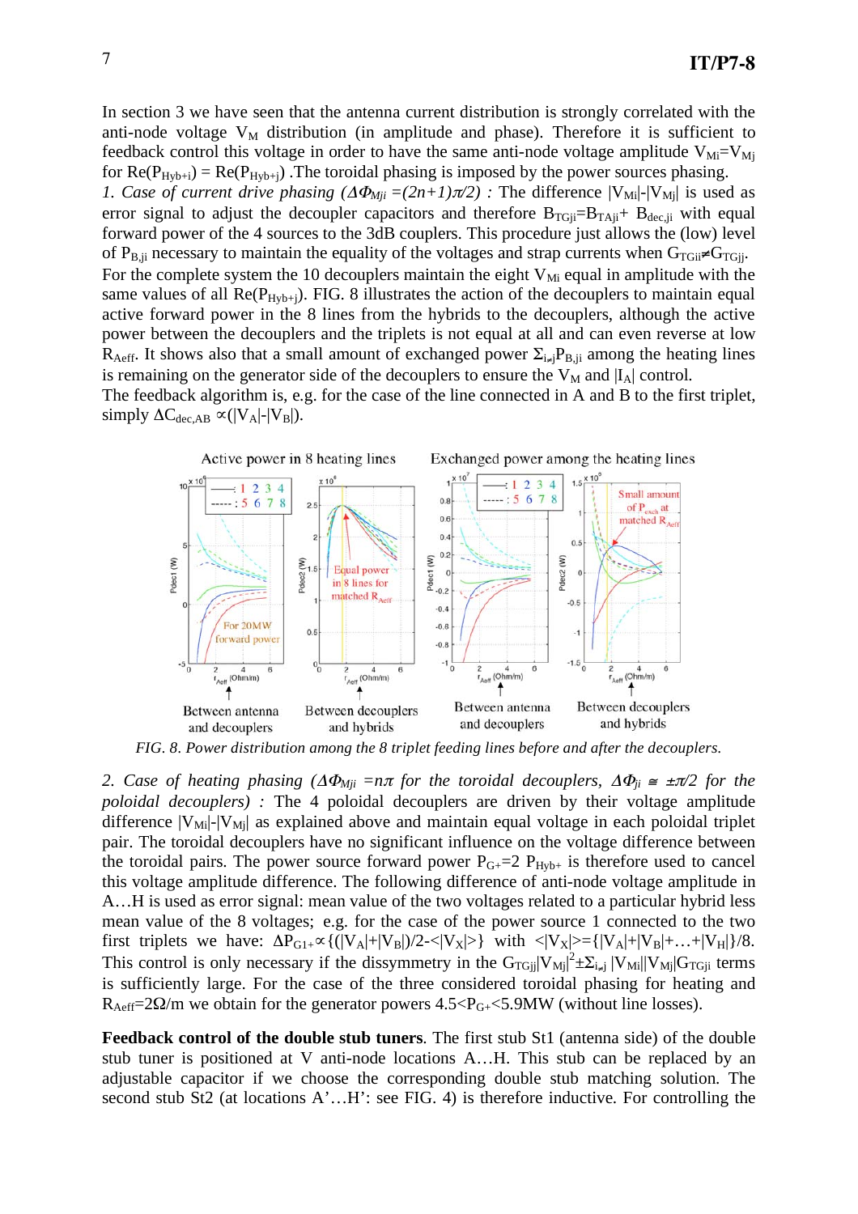In section 3 we have seen that the antenna current distribution is strongly correlated with the anti-node voltage $V_M$ distribution (in amplitude and phase). Therefore it is sufficient to feedback control this voltage in order to have the same anti-node voltage amplitude $V_{Mi}=V_{Mj}$ for $Re(P_{Hyb+i}) = Re(P_{Hyb+j})$ .The toroidal phasing is imposed by the power sources phasing.

*1. Case of current drive phasing ($\Delta\Phi_{Mji} =(2n+1)\pi/2$)* : The difference $|V_{Mi}|-|V_{Mj}|$ is used as error signal to adjust the decoupler capacitors and therefore $B_{TGji}=B_{TAji}+ B_{dec,ji}$ with equal forward power of the 4 sources to the 3dB couplers. This procedure just allows the (low) level of $P_{B,ji}$ necessary to maintain the equality of the voltages and strap currents when $G_{TGii}\neq G_{TGjj}$.

For the complete system the 10 decouplers maintain the eight $V_{Mi}$ equal in amplitude with the same values of all $Re(P_{Hyb+j})$. FIG. 8 illustrates the action of the decouplers to maintain equal active forward power in the 8 lines from the hybrids to the decouplers, although the active power between the decouplers and the triplets is not equal at all and can even reverse at low $R_{Aeff}$. It shows also that a small amount of exchanged power $\Sigma_{i\neq j}P_{B,ji}$ among the heating lines is remaining on the generator side of the decouplers to ensure the $V_M$ and $|I_A|$ control.

The feedback algorithm is, e.g. for the case of the line connected in A and B to the first triplet, simply $\Delta C_{dec,AB} \propto(|V_A|-|V_B|)$.

FIG. 8. Power distribution among the 8 triplet feeding lines before and after the decouplers.

*2. Case of heating phasing ($\Delta\Phi_{Mji} =n\pi$ for the toroidal decouplers, $\Delta\Phi_{ji} \cong \pm\pi/2$ for the poloidal decouplers)* : The 4 poloidal decouplers are driven by their voltage amplitude difference $|V_{Mi}|-|V_{Mj}|$ as explained above and maintain equal voltage in each poloidal triplet pair. The toroidal decouplers have no significant influence on the voltage difference between the toroidal pairs. The power source forward power $P_{G+}=2\ P_{Hyb+}$ is therefore used to cancel this voltage amplitude difference. The following difference of anti-node voltage amplitude in A…H is used as error signal: mean value of the two voltages related to a particular hybrid less mean value of the 8 voltages; e.g. for the case of the power source 1 connected to the two first triplets we have: $\Delta P_{G1+}\propto\{(|V_A|+|V_B|)/2-<|V_X|>\}$ with $<|V_X|>=\{|V_A|+|V_B|+\ldots+|V_H|\}/8$. This control is only necessary if the dissymmetry in the $G_{TGjj}|V_{Mj}|^2\pm\Sigma_{i\neq j}\ |V_{Mi}||V_{Mj}|G_{TGji}$ terms is sufficiently large. For the case of the three considered toroidal phasing for heating and $R_{Aeff}=2\Omega/m$ we obtain for the generator powers $4.5<P_{G+}<5.9$MW (without line losses).

**Feedback control of the double stub tuners**. The first stub St1 (antenna side) of the double stub tuner is positioned at V anti-node locations A…H. This stub can be replaced by an adjustable capacitor if we choose the corresponding double stub matching solution. The second stub St2 (at locations A'…H': see FIG. 4) is therefore inductive. For controlling the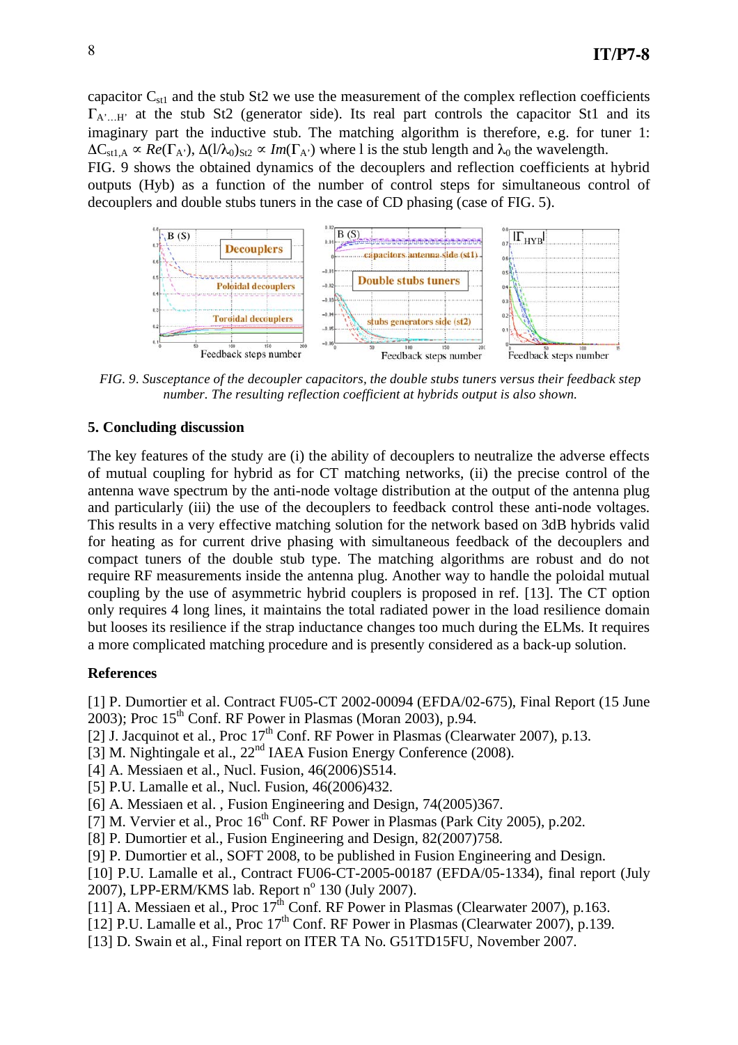capacitor $C_{st1}$ and the stub St2 we use the measurement of the complex reflection coefficients $\Gamma_{A'...H'}$ at the stub St2 (generator side). Its real part controls the capacitor St1 and its imaginary part the inductive stub. The matching algorithm is therefore, e.g. for tuner 1: $\Delta C_{st1,A} \propto Re(\Gamma_{A'})$, $\Delta(l/\lambda_0)_{St2} \propto Im(\Gamma_{A'})$ where l is the stub length and $\lambda_0$ the wavelength.

FIG. 9 shows the obtained dynamics of the decouplers and reflection coefficients at hybrid outputs (Hyb) as a function of the number of control steps for simultaneous control of decouplers and double stubs tuners in the case of CD phasing (case of FIG. 5).

B (S)
Decouplers
Poloidal decouplers
Toroidal decouplers
Feedback steps number

B (S)
capacitors antenna side (st1)
Double stubs tuners
stubs generators side (st2)
Feedback steps number

$|\Gamma_{HYB}|$
Feedback steps number

*FIG. 9. Susceptance of the decoupler capacitors, the double stubs tuners versus their feedback step number. The resulting reflection coefficient at hybrids output is also shown.*

## 5. Concluding discussion

The key features of the study are (i) the ability of decouplers to neutralize the adverse effects of mutual coupling for hybrid as for CT matching networks, (ii) the precise control of the antenna wave spectrum by the anti-node voltage distribution at the output of the antenna plug and particularly (iii) the use of the decouplers to feedback control these anti-node voltages. This results in a very effective matching solution for the network based on 3dB hybrids valid for heating as for current drive phasing with simultaneous feedback of the decouplers and compact tuners of the double stub type. The matching algorithms are robust and do not require RF measurements inside the antenna plug. Another way to handle the poloidal mutual coupling by the use of asymmetric hybrid couplers is proposed in ref. [13]. The CT option only requires 4 long lines, it maintains the total radiated power in the load resilience domain but looses its resilience if the strap inductance changes too much during the ELMs. It requires a more complicated matching procedure and is presently considered as a back-up solution.

### References

[1] P. Dumortier et al. Contract FU05-CT 2002-00094 (EFDA/02-675), Final Report (15 June 2003); Proc 15th Conf. RF Power in Plasmas (Moran 2003), p.94.
[2] J. Jacquinot et al., Proc 17th Conf. RF Power in Plasmas (Clearwater 2007), p.13.
[3] M. Nightingale et al., 22nd IAEA Fusion Energy Conference (2008).
[4] A. Messiaen et al., Nucl. Fusion, 46(2006)S514.
[5] P.U. Lamalle et al., Nucl. Fusion, 46(2006)432.
[6] A. Messiaen et al. , Fusion Engineering and Design, 74(2005)367.
[7] M. Vervier et al., Proc 16th Conf. RF Power in Plasmas (Park City 2005), p.202.
[8] P. Dumortier et al., Fusion Engineering and Design, 82(2007)758.
[9] P. Dumortier et al., SOFT 2008, to be published in Fusion Engineering and Design.
[10] P.U. Lamalle et al., Contract FU06-CT-2005-00187 (EFDA/05-1334), final report (July 2007), LPP-ERM/KMS lab. Report n° 130 (July 2007).
[11] A. Messiaen et al., Proc 17th Conf. RF Power in Plasmas (Clearwater 2007), p.163.
[12] P.U. Lamalle et al., Proc 17th Conf. RF Power in Plasmas (Clearwater 2007), p.139.
[13] D. Swain et al., Final report on ITER TA No. G51TD15FU, November 2007.